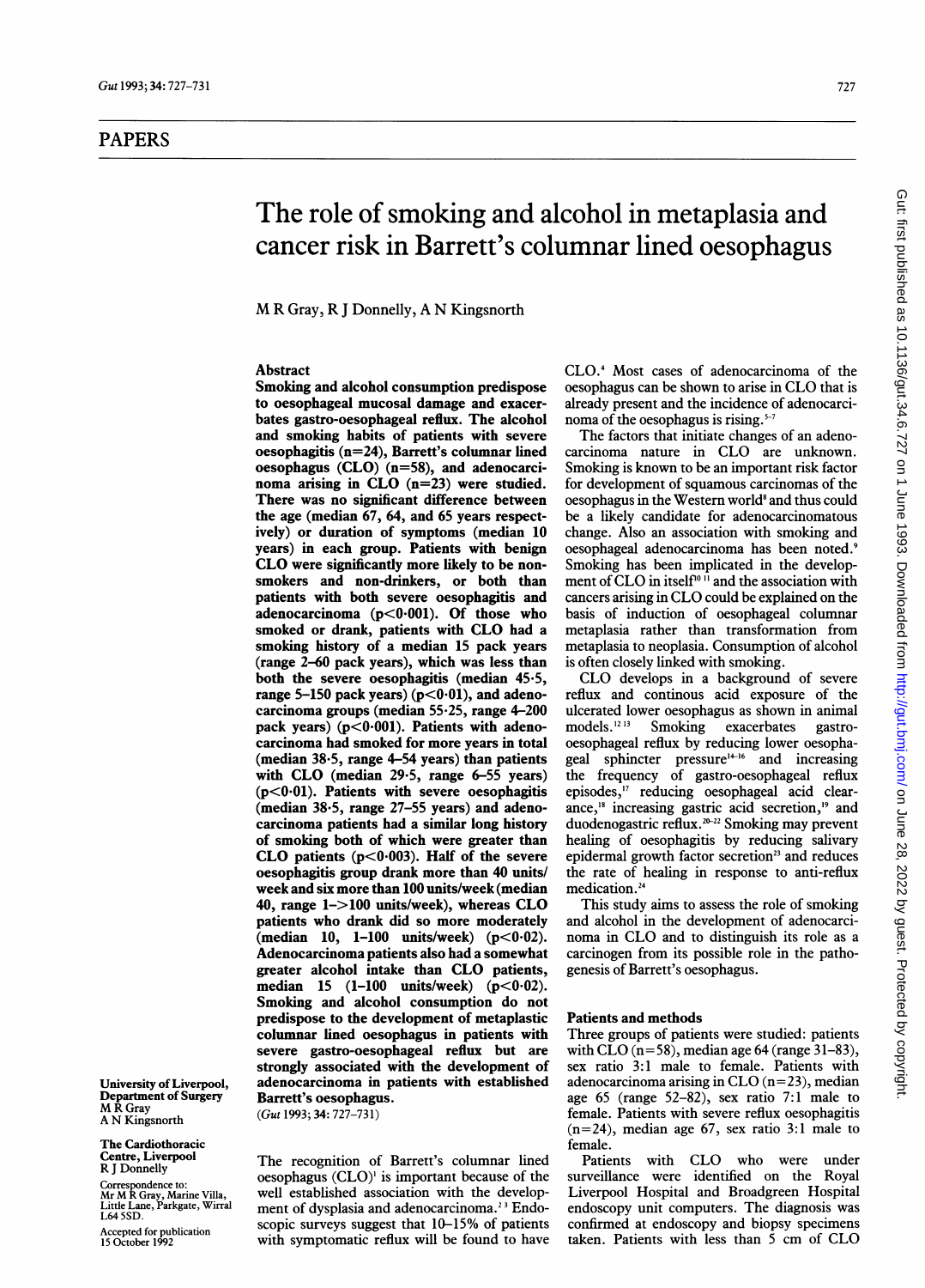## PAPERS

# The role of smoking and alcohol in metaplasia and cancer risk in Barrett's columnar lined oesophagus

M R Gray, R J Donnelly, A N Kingsnorth

University of Liverpool, Department of Surgery
M R Gray
A N Kingsnorth

The Cardiothoracic Centre, Liverpool
R J Donnelly

Correspondence to: Mr M R Gray, Marine Villa, Little Lane, Parkgate, Wirral L64 5SD.

Accepted for publication 15 October 1992

### Abstract

**Smoking and alcohol consumption predispose to oesophageal mucosal damage and exacerbates gastro-oesophageal reflux. The alcohol and smoking habits of patients with severe oesophagitis (n=24), Barrett's columnar lined oesophagus (CLO) (n=58), and adenocarcinoma arising in CLO (n=23) were studied. There was no significant difference between the age (median 67, 64, and 65 years respectively) or duration of symptoms (median 10 years) in each group. Patients with benign CLO were significantly more likely to be non-smokers and non-drinkers, or both than patients with both severe oesophagitis and adenocarcinoma ($p<0.001$). Of those who smoked or drank, patients with CLO had a smoking history of a median 15 pack years (range 2–60 pack years), which was less than both the severe oesophagitis (median 45·5, range 5–150 pack years) ($p<0.01$), and adenocarcinoma groups (median 55·25, range 4–200 pack years) ($p<0.001$). Patients with adenocarcinoma had smoked for more years in total (median 38·5, range 4–54 years) than patients with CLO (median 29·5, range 6–55 years) ($p<0.01$). Patients with severe oesophagitis (median 38·5, range 27–55 years) and adenocarcinoma patients had a similar long history of smoking both of which were greater than CLO patients ($p<0.003$). Half of the severe oesophagitis group drank more than 40 units/week and six more than 100 units/week (median 40, range 1–>100 units/week), whereas CLO patients who drank did so more moderately (median 10, 1–100 units/week) ($p<0.02$). Adenocarcinoma patients also had a somewhat greater alcohol intake than CLO patients, median 15 (1–100 units/week) ($p<0.02$). Smoking and alcohol consumption do not predispose to the development of metaplastic columnar lined oesophagus in patients with severe gastro-oesophageal reflux but are strongly associated with the development of adenocarcinoma in patients with established Barrett's oesophagus.**

(*Gut* 1993; 34: 727–731)

The recognition of Barrett's columnar lined oesophagus (CLO)[1] is important because of the well established association with the development of dysplasia and adenocarcinoma.[2,3] Endoscopic surveys suggest that 10–15% of patients with symptomatic reflux will be found to have CLO.[4] Most cases of adenocarcinoma of the oesophagus can be shown to arise in CLO that is already present and the incidence of adenocarcinoma of the oesophagus is rising.[5–7]

The factors that initiate changes of an adenocarcinoma nature in CLO are unknown. Smoking is known to be an important risk factor for development of squamous carcinomas of the oesophagus in the Western world[8] and thus could be a likely candidate for adenocarcinomatous change. Also an association with smoking and oesophageal adenocarcinoma has been noted.[9] Smoking has been implicated in the development of CLO in itself[10,11] and the association with cancers arising in CLO could be explained on the basis of induction of oesophageal columnar metaplasia rather than transformation from metaplasia to neoplasia. Consumption of alcohol is often closely linked with smoking.

CLO develops in a background of severe reflux and continous acid exposure of the ulcerated lower oesophagus as shown in animal models.[12,13] Smoking exacerbates gastro-oesophageal reflux by reducing lower oesophageal sphincter pressure[14–16] and increasing the frequency of gastro-oesophageal reflux episodes,[17] reducing oesophageal acid clearance,[18] increasing gastric acid secretion,[19] and duodenogastric reflux.[20–22] Smoking may prevent healing of oesophagitis by reducing salivary epidermal growth factor secretion[23] and reduces the rate of healing in response to anti-reflux medication.[24]

This study aims to assess the role of smoking and alcohol in the development of adenocarcinoma in CLO and to distinguish its role as a carcinogen from its possible role in the pathogenesis of Barrett's oesophagus.

### Patients and methods

Three groups of patients were studied: patients with CLO (n=58), median age 64 (range 31–83), sex ratio 3:1 male to female. Patients with adenocarcinoma arising in CLO (n=23), median age 65 (range 52–82), sex ratio 7:1 male to female. Patients with severe reflux oesophagitis (n=24), median age 67, sex ratio 3:1 male to female.

Patients with CLO who were under surveillance were identified on the Royal Liverpool Hospital and Broadgreen Hospital endoscopy unit computers. The diagnosis was confirmed at endoscopy and biopsy specimens taken. Patients with less than 5 cm of CLO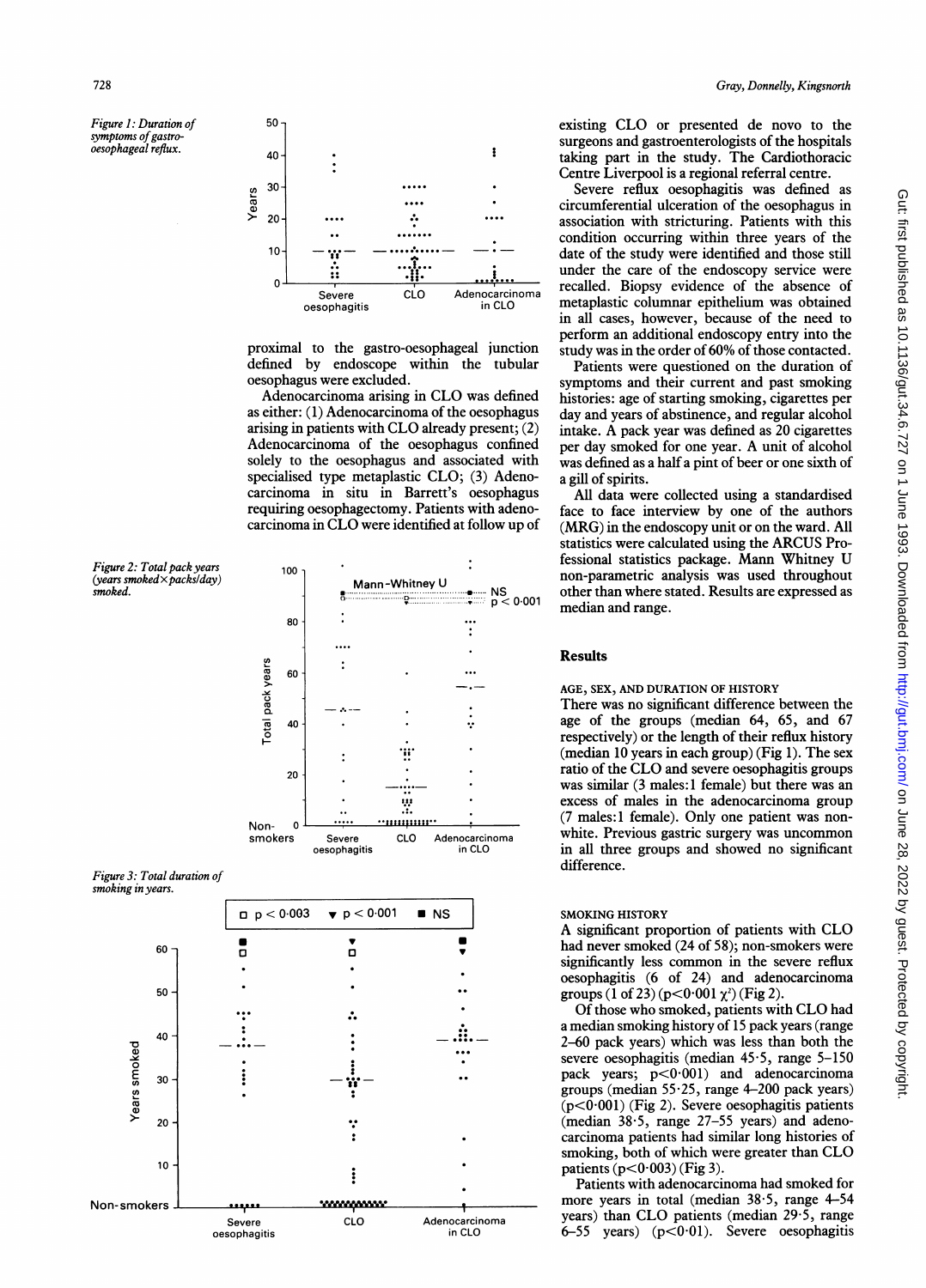Figure 1: Duration of symptoms of gastro-oesophageal reflux.

proximal to the gastro-oesophageal junction defined by endoscope within the tubular oesophagus were excluded.

Adenocarcinoma arising in CLO was defined as either: (1) Adenocarcinoma of the oesophagus arising in patients with CLO already present; (2) Adenocarcinoma of the oesophagus confined solely to the oesophagus and associated with specialised type metaplastic CLO; (3) Adenocarcinoma in situ in Barrett's oesophagus requiring oesophagectomy. Patients with adenocarcinoma in CLO were identified at follow up of existing CLO or presented de novo to the surgeons and gastroenterologists of the hospitals taking part in the study. The Cardiothoracic Centre Liverpool is a regional referral centre.

Figure 2: Total pack years (years smoked×packs/day) smoked.

Figure 3: Total duration of smoking in years.

Severe reflux oesophagitis was defined as circumferential ulceration of the oesophagus in association with stricturing. Patients with this condition occurring within three years of the date of the study were identified and those still under the care of the endoscopy service were recalled. Biopsy evidence of the absence of metaplastic columnar epithelium was obtained in all cases, however, because of the need to perform an additional endoscopy entry into the study was in the order of 60% of those contacted.

Patients were questioned on the duration of symptoms and their current and past smoking histories: age of starting smoking, cigarettes per day and years of abstinence, and regular alcohol intake. A pack year was defined as 20 cigarettes per day smoked for one year. A unit of alcohol was defined as a half a pint of beer or one sixth of a gill of spirits.

All data were collected using a standardised face to face interview by one of the authors (MRG) in the endoscopy unit or on the ward. All statistics were calculated using the ARCUS Professional statistics package. Mann Whitney U non-parametric analysis was used throughout other than where stated. Results are expressed as median and range.

## Results

### AGE, SEX, AND DURATION OF HISTORY

There was no significant difference between the age of the groups (median 64, 65, and 67 respectively) or the length of their reflux history (median 10 years in each group) (Fig 1). The sex ratio of the CLO and severe oesophagitis groups was similar (3 males:1 female) but there was an excess of males in the adenocarcinoma group (7 males:1 female). Only one patient was non-white. Previous gastric surgery was uncommon in all three groups and showed no significant difference.

### SMOKING HISTORY

A significant proportion of patients with CLO had never smoked (24 of 58); non-smokers were significantly less common in the severe reflux oesophagitis (6 of 24) and adenocarcinoma groups (1 of 23) ($p<0·001$ $\chi^2$) (Fig 2).

Of those who smoked, patients with CLO had a median smoking history of 15 pack years (range 2–60 pack years) which was less than both the severe oesophagitis (median 45·5, range 5–150 pack years; $p<0·001$) and adenocarcinoma groups (median 55·25, range 4–200 pack years) ($p<0·001$) (Fig 2). Severe oesophagitis patients (median 38·5, range 27–55 years) and adenocarcinoma patients had similar long histories of smoking, both of which were greater than CLO patients ($p<0·003$) (Fig 3).

Patients with adenocarcinoma had smoked for more years in total (median 38·5, range 4–54 years) than CLO patients (median 29·5, range 6–55 years) ($p<0·01$). Severe oesophagitis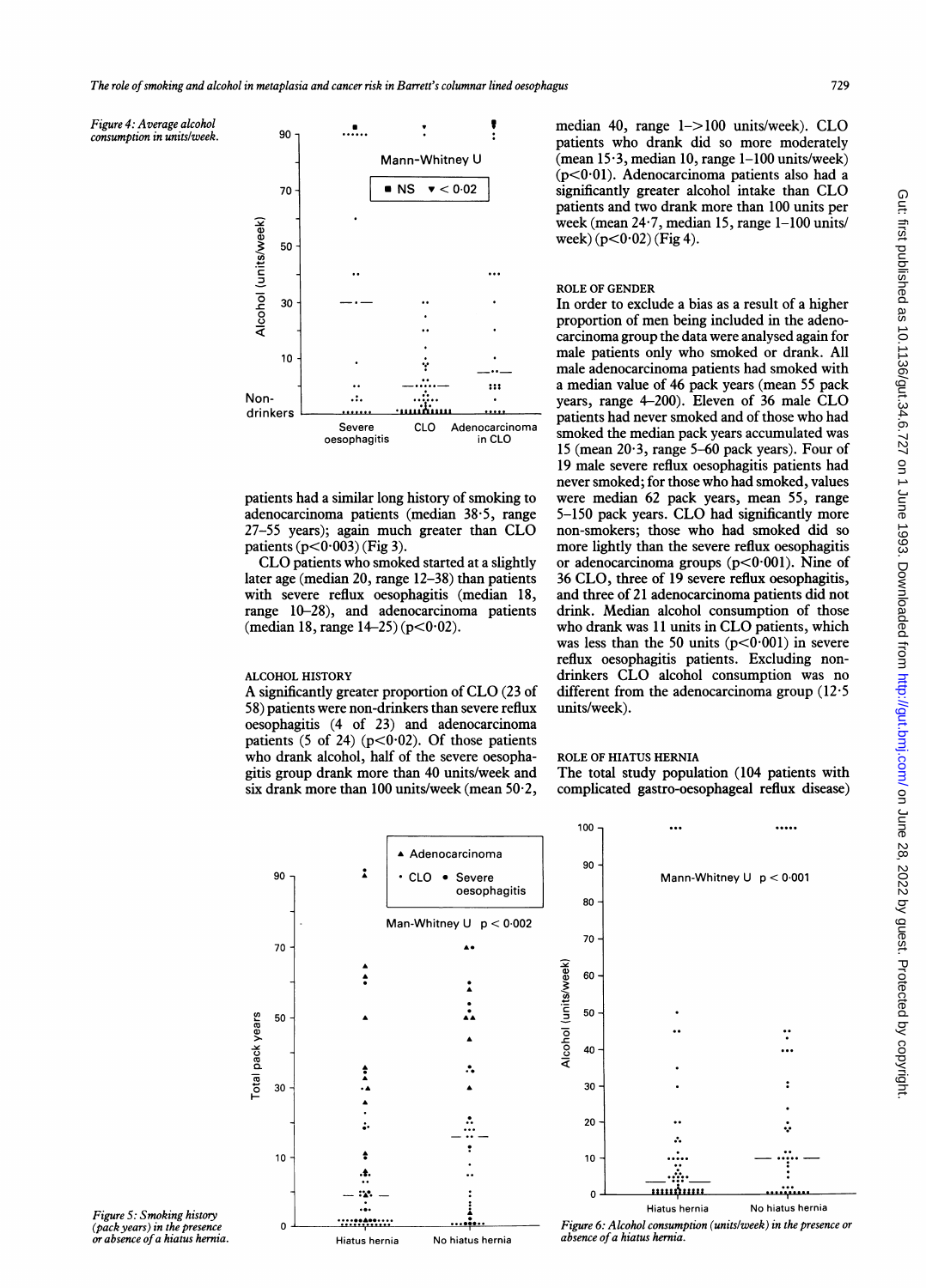*Figure 4: Average alcohol consumption in units/week.*

patients had a similar long history of smoking to adenocarcinoma patients (median 38·5, range 27–55 years); again much greater than CLO patients ($p<0·003$) (Fig 3).

CLO patients who smoked started at a slightly later age (median 20, range 12–38) than patients with severe reflux oesophagitis (median 18, range 10–28), and adenocarcinoma patients (median 18, range 14–25) ($p<0·02$).

### ALCOHOL HISTORY

A significantly greater proportion of CLO (23 of 58) patients were non-drinkers than severe reflux oesophagitis (4 of 23) and adenocarcinoma patients (5 of 24) ($p<0·02$). Of those patients who drank alcohol, half of the severe oesophagitis group drank more than 40 units/week and six drank more than 100 units/week (mean 50·2, median 40, range 1–>100 units/week). CLO patients who drank did so more moderately (mean 15·3, median 10, range 1–100 units/week) ($p<0·01$). Adenocarcinoma patients also had a significantly greater alcohol intake than CLO patients and two drank more than 100 units per week (mean 24·7, median 15, range 1–100 units/week) ($p<0·02$) (Fig 4).

### ROLE OF GENDER

In order to exclude a bias as a result of a higher proportion of men being included in the adenocarcinoma group the data were analysed again for male patients only who smoked or drank. All male adenocarcinoma patients had smoked with a median value of 46 pack years (mean 55 pack years, range 4–200). Eleven of 36 male CLO patients had never smoked and of those who had smoked the median pack years accumulated was 15 (mean 20·3, range 5–60 pack years). Four of 19 male severe reflux oesophagitis patients had never smoked; for those who had smoked, values were median 62 pack years, mean 55, range 5–150 pack years. CLO had significantly more non-smokers; those who had smoked did so more lightly than the severe reflux oesophagitis or adenocarcinoma groups ($p<0·001$). Nine of 36 CLO, three of 19 severe reflux oesophagitis, and three of 21 adenocarcinoma patients did not drink. Median alcohol consumption of those who drank was 11 units in CLO patients, which was less than the 50 units ($p<0·001$) in severe reflux oesophagitis patients. Excluding non-drinkers CLO alcohol consumption was no different from the adenocarcinoma group (12·5 units/week).

### ROLE OF HIATUS HERNIA

The total study population (104 patients with complicated gastro-oesophageal reflux disease)

*Figure 5: Smoking history (pack years) in the presence or absence of a hiatus hernia.*

*Figure 6: Alcohol consumption (units/week) in the presence or absence of a hiatus hernia.*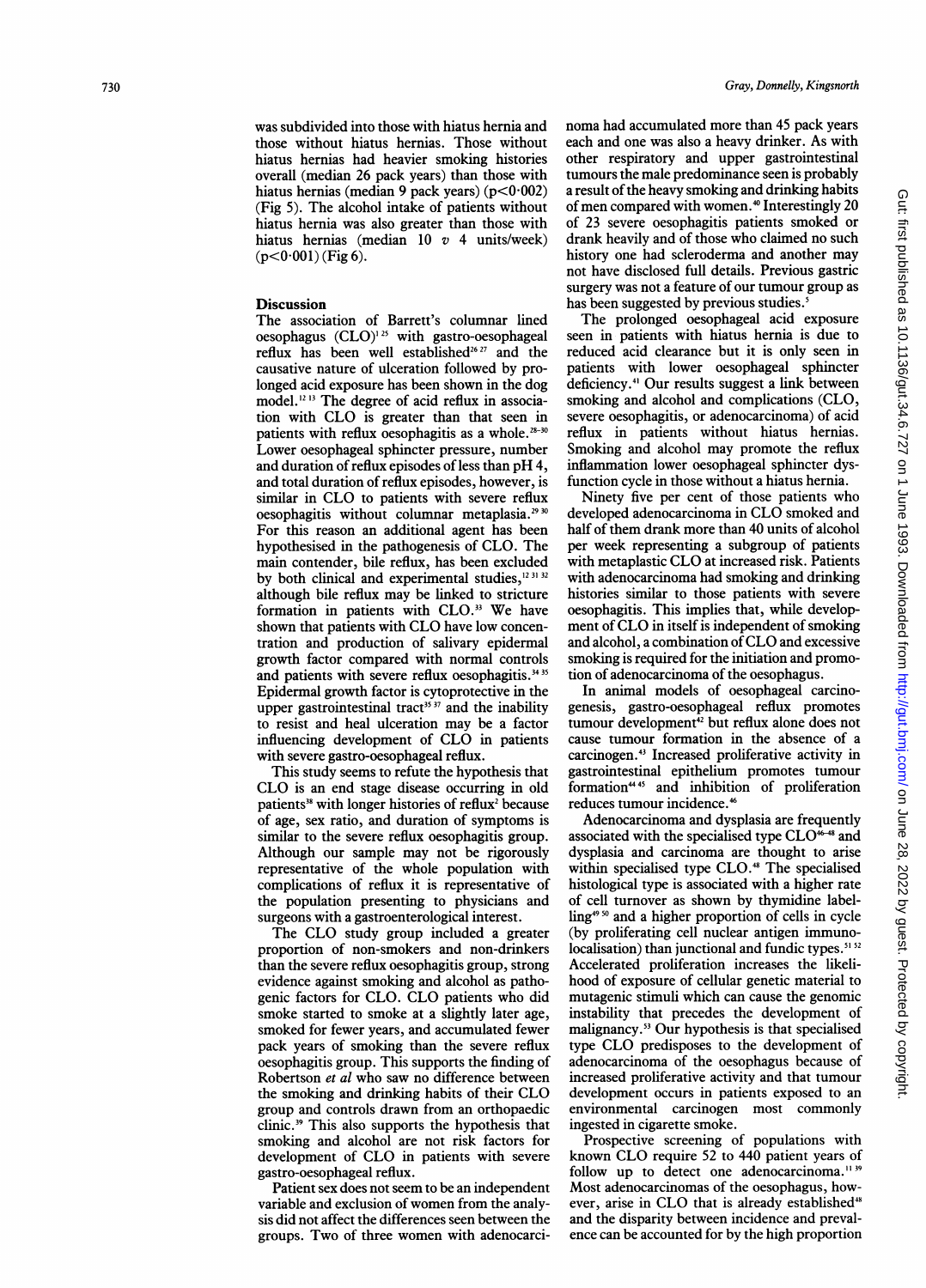was subdivided into those with hiatus hernia and those without hiatus hernias. Those without hiatus hernias had heavier smoking histories overall (median 26 pack years) than those with hiatus hernias (median 9 pack years) ($p<0.002$) (Fig 5). The alcohol intake of patients without hiatus hernia was also greater than those with hiatus hernias (median 10 *v* 4 units/week) ($p<0.001$) (Fig 6).

## Discussion

The association of Barrett's columnar lined oesophagus (CLO)[1,25] with gastro-oesophageal reflux has been well established[26,27] and the causative nature of ulceration followed by prolonged acid exposure has been shown in the dog model.[12,13] The degree of acid reflux in association with CLO is greater than that seen in patients with reflux oesophagitis as a whole.[28-30] Lower oesophageal sphincter pressure, number and duration of reflux episodes of less than pH 4, and total duration of reflux episodes, however, is similar in CLO to patients with severe reflux oesophagitis without columnar metaplasia.[29,30] For this reason an additional agent has been hypothesised in the pathogenesis of CLO. The main contender, bile reflux, has been excluded by both clinical and experimental studies,[12,31,32] although bile reflux may be linked to stricture formation in patients with CLO.[33] We have shown that patients with CLO have low concentration and production of salivary epidermal growth factor compared with normal controls and patients with severe reflux oesophagitis.[34,35] Epidermal growth factor is cytoprotective in the upper gastrointestinal tract[35,37] and the inability to resist and heal ulceration may be a factor influencing development of CLO in patients with severe gastro-oesophageal reflux.

This study seems to refute the hypothesis that CLO is an end stage disease occurring in old patients[38] with longer histories of reflux[2] because of age, sex ratio, and duration of symptoms is similar to the severe reflux oesophagitis group. Although our sample may not be rigorously representative of the whole population with complications of reflux it is representative of the population presenting to physicians and surgeons with a gastroenterological interest.

The CLO study group included a greater proportion of non-smokers and non-drinkers than the severe reflux oesophagitis group, strong evidence against smoking and alcohol as pathogenic factors for CLO. CLO patients who did smoke started to smoke at a slightly later age, smoked for fewer years, and accumulated fewer pack years of smoking than the severe reflux oesophagitis group. This supports the finding of Robertson *et al* who saw no difference between the smoking and drinking habits of their CLO group and controls drawn from an orthopaedic clinic.[39] This also supports the hypothesis that smoking and alcohol are not risk factors for development of CLO in patients with severe gastro-oesophageal reflux.

Patient sex does not seem to be an independent variable and exclusion of women from the analysis did not affect the differences seen between the groups. Two of three women with adenocarcinoma had accumulated more than 45 pack years each and one was also a heavy drinker. As with other respiratory and upper gastrointestinal tumours the male predominance seen is probably a result of the heavy smoking and drinking habits of men compared with women.[40] Interestingly 20 of 23 severe oesophagitis patients smoked or drank heavily and of those who claimed no such history one had scleroderma and another may not have disclosed full details. Previous gastric surgery was not a feature of our tumour group as has been suggested by previous studies.[5]

The prolonged oesophageal acid exposure seen in patients with hiatus hernia is due to reduced acid clearance but it is only seen in patients with lower oesophageal sphincter deficiency.[41] Our results suggest a link between smoking and alcohol and complications (CLO, severe oesophagitis, or adenocarcinoma) of acid reflux in patients without hiatus hernias. Smoking and alcohol may promote the reflux inflammation lower oesophageal sphincter dysfunction cycle in those without a hiatus hernia.

Ninety five per cent of those patients who developed adenocarcinoma in CLO smoked and half of them drank more than 40 units of alcohol per week representing a subgroup of patients with metaplastic CLO at increased risk. Patients with adenocarcinoma had smoking and drinking histories similar to those patients with severe oesophagitis. This implies that, while development of CLO in itself is independent of smoking and alcohol, a combination of CLO and excessive smoking is required for the initiation and promotion of adenocarcinoma of the oesophagus.

In animal models of oesophageal carcinogenesis, gastro-oesophageal reflux promotes tumour development[42] but reflux alone does not cause tumour formation in the absence of a carcinogen.[43] Increased proliferative activity in gastrointestinal epithelium promotes tumour formation[44,45] and inhibition of proliferation reduces tumour incidence.[46]

Adenocarcinoma and dysplasia are frequently associated with the specialised type CLO[46-48] and dysplasia and carcinoma are thought to arise within specialised type CLO.[48] The specialised histological type is associated with a higher rate of cell turnover as shown by thymidine labelling[49,50] and a higher proportion of cells in cycle (by proliferating cell nuclear antigen immunolocalisation) than junctional and fundic types.[51,52] Accelerated proliferation increases the likelihood of exposure of cellular genetic material to mutagenic stimuli which can cause the genomic instability that precedes the development of malignancy.[53] Our hypothesis is that specialised type CLO predisposes to the development of adenocarcinoma of the oesophagus because of increased proliferative activity and that tumour development occurs in patients exposed to an environmental carcinogen most commonly ingested in cigarette smoke.

Prospective screening of populations with known CLO require 52 to 440 patient years of follow up to detect one adenocarcinoma.[11,39] Most adenocarcinomas of the oesophagus, however, arise in CLO that is already established[48] and the disparity between incidence and prevalence can be accounted for by the high proportion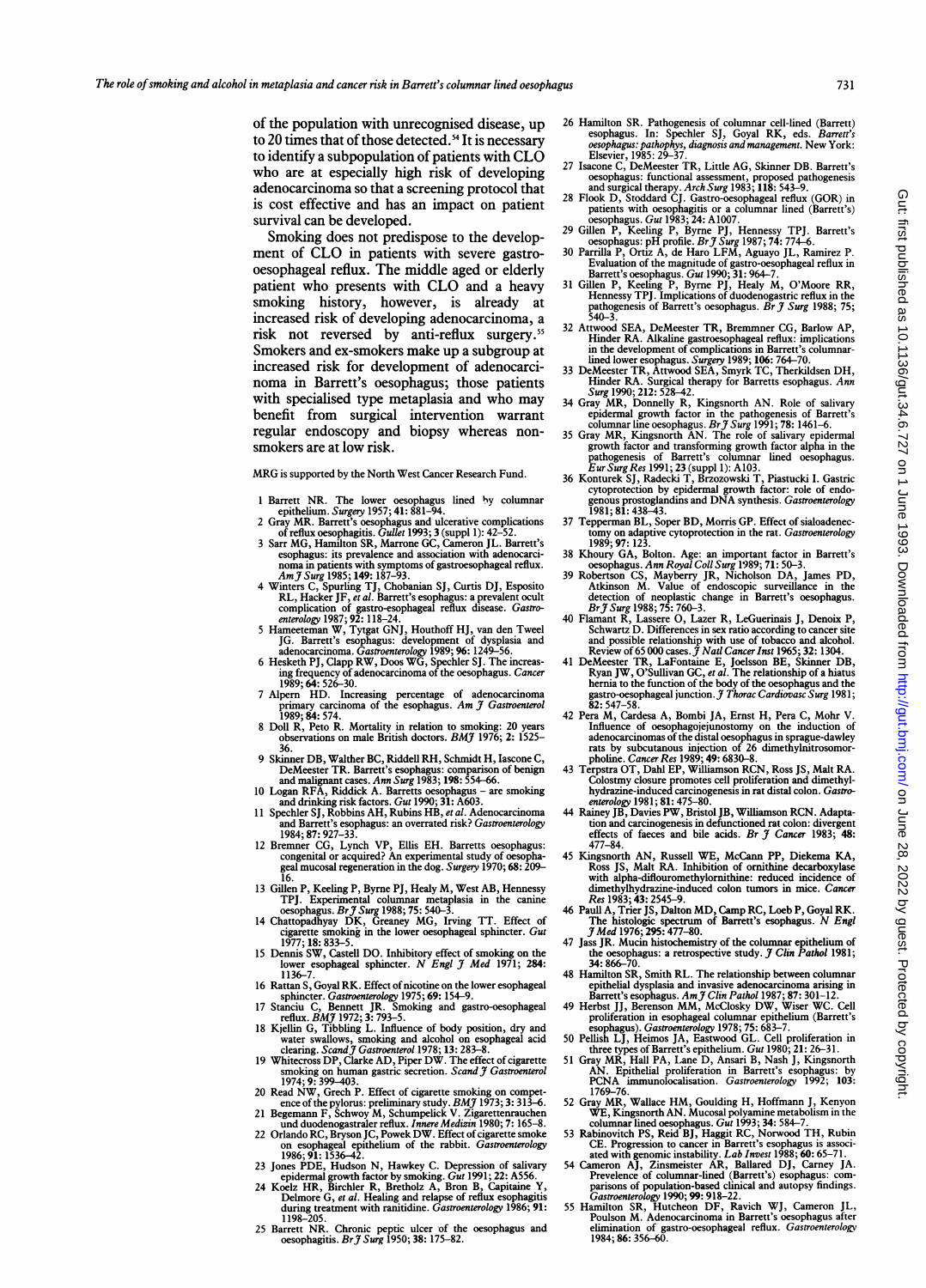of the population with unrecognised disease, up to 20 times that of those detected.[54] It is necessary to identify a subpopulation of patients with CLO who are at especially high risk of developing adenocarcinoma so that a screening protocol that is cost effective and has an impact on patient survival can be developed.

Smoking does not predispose to the development of CLO in patients with severe gastro-oesophageal reflux. The middle aged or elderly patient who presents with CLO and a heavy smoking history, however, is already at increased risk of developing adenocarcinoma, a risk not reversed by anti-reflux surgery.[55] Smokers and ex-smokers make up a subgroup at increased risk for development of adenocarcinoma in Barrett's oesophagus; those patients with specialised type metaplasia and who may benefit from surgical intervention warrant regular endoscopy and biopsy whereas non-smokers are at low risk.

MRG is supported by the North West Cancer Research Fund.

1 Barrett NR. The lower oesophagus lined by columnar epithelium. *Surgery* 1957; **41:** 881–94.
2 Gray MR. Barrett's oesophagus and ulcerative complications of reflux oesophagitis. *Gullet* 1993; **3** (suppl 1): 42–52.
3 Sarr MG, Hamilton SR, Marrone GC, Cameron JL. Barrett's esophagus: its prevalence and association with adenocarcinoma in patients with symptoms of gastroesophageal reflux. *Am J Surg* 1985; **149:** 187–93.
4 Winters C, Spurling TJ, Chobanian SJ, Curtis DJ, Esposito RL, Hacker JF, *et al*. Barrett's esophagus: a prevalent occult complication of gastro-esophageal reflux disease. *Gastroenterology* 1987; **92:** 118–24.
5 Hameeteman W, Tytgat GNJ, Houthoff HJ, van den Tweel JG. Barrett's esophagus: development of dysplasia and adenocarcinoma. *Gastroenterology* 1989; **96:** 1249–56.
6 Hesketh PJ, Clapp RW, Doos WG, Spechler SJ. The increasing frequency of adenocarcinoma of the oesophagus. *Cancer* 1989; **64:** 526–30.
7 Alpern HD. Increasing percentage of adenocarcinoma primary carcinoma of the esophagus. *Am J Gastroenterol* 1989; **84:** 574.
8 Doll R, Peto R. Mortality in relation to smoking: 20 years observations on male British doctors. *BMJ* 1976; **2:** 1525–36.
9 Skinner DB, Walther BC, Riddell RH, Schmidt H, Iascone C, DeMeester TR. Barrett's esophagus: comparison of benign and malignant cases. *Ann Surg* 1983; **198:** 554–66.
10 Logan RFA, Riddick A. Barretts oesophagus – are smoking and drinking risk factors. *Gut* 1990; **31:** A603.
11 Spechler SJ, Robbins AH, Rubins HB, *et al*. Adenocarcinoma and Barrett's esophagus: an overrated risk? *Gastroenterology* 1984; **87:** 927–33.
12 Bremner CG, Lynch VP, Ellis EH. Barretts oesophagus: congenital or acquired? An experimental study of oesophageal mucosal regeneration in the dog. *Surgery* 1970; **68:** 209–16.
13 Gillen P, Keeling P, Byrne PJ, Healy M, West AB, Hennessy TPJ. Experimental columnar metaplasia in the canine oesophagus. *Br J Surg* 1988; **75:** 540–3.
14 Chattopadhyay DK, Greaney MG, Irving TT. Effect of cigarette smoking in the lower oesophageal sphincter. *Gut* 1977; **18:** 833–5.
15 Dennis SW, Castell DO. Inhibitory effect of smoking on the lower esophageal sphincter. *N Engl J Med* 1971; **284:** 1136–7.
16 Rattan S, Goyal RK. Effect of nicotine on the lower esophageal sphincter. *Gastroenterology* 1975; **69:** 154–9.
17 Stanciu C, Bennett JR. Smoking and gastro-oesophageal reflux. *BMJ* 1972; **3:** 793–5.
18 Kjellin G, Tibbling L. Influence of body position, dry and water swallows, smoking and alcohol on esophageal acid clearing. *Scand J Gastroenterol* 1978; **13:** 283–8.
19 Whitecross DP, Clarke AD, Piper DW. The effect of cigarette smoking on human gastric secretion. *Scand J Gastroenterol* 1974; **9:** 399–403.
20 Read NW, Grech P. Effect of cigarette smoking on competence of the pylorus: preliminary study. *BMJ* 1973; **3:** 313–6.
21 Begemann F, Schwoy M, Schumpelick V. Zigarettenrauchen und duodenogastraler reflux. *Innere Medizin* 1980; **7:** 165–8.
22 Orlando RC, Bryson JC, Powek DW. Effect of cigarette smoke on esophageal epithelium of the rabbit. *Gastroenterology* 1986; **91:** 1536–42.
23 Jones PDE, Hudson N, Hawkey C. Depression of salivary epidermal growth factor by smoking. *Gut* 1991; **22:** A556.
24 Koelz HR, Birchler R, Bretholz A, Bron B, Capitaine Y, Delmore G, *et al*. Healing and relapse of reflux esophagitis during treatment with ranitidine. *Gastroenterology* 1986; **91:** 1198–205.
25 Barrett NR. Chronic peptic ulcer of the oesophagus and oesophagitis. *Br J Surg* 1950; **38:** 175–82.
26 Hamilton SR. Pathogenesis of columnar cell-lined (Barrett) esophagus. In: Spechler SJ, Goyal RK, eds. *Barrett's oesophagus: pathophys, diagnosis and management*. New York: Elsevier, 1985: 29–37.
27 Isacone C, DeMeester TR, Little AG, Skinner DB. Barrett's oesophagus: functional assessment, proposed pathogenesis and surgical therapy. *Arch Surg* 1983; **118:** 543–9.
28 Flook D, Stoddard CJ. Gastro-oesophageal reflux (GOR) in patients with oesophagitis or a columnar lined (Barrett's) oesophagus. *Gut* 1983; **24:** A1007.
29 Gillen P, Keeling P, Byrne PJ, Hennessy TPJ. Barrett's oesophagus: pH profile. *Br J Surg* 1987; **74:** 774–6.
30 Parrilla P, Ortiz A, de Haro LFM, Aguayo JL, Ramirez P. Evaluation of the magnitude of gastro-oesophageal reflux in Barrett's oesophagus. *Gut* 1990; **31:** 964–7.
31 Gillen P, Keeling P, Byrne PJ, Healy M, O'Moore RR, Hennessy TPJ. Implications of duodenogastric reflux in the pathogenesis of Barrett's oesophagus. *Br J Surg* 1988; **75;** 540–3.
32 Attwood SEA, DeMeester TR, Bremmner CG, Barlow AP, Hinder RA. Alkaline gastroesophageal reflux: implications in the development of complications in Barrett's columnar-lined lower esophagus. *Surgery* 1989; **106:** 764–70.
33 DeMeester TR, Attwood SEA, Smyrk TC, Therkildsen DH, Hinder RA. Surgical therapy for Barretts esophagus. *Ann Surg* 1990; **212:** 528–42.
34 Gray MR, Donnelly R, Kingsnorth AN. Role of salivary epidermal growth factor in the pathogenesis of Barrett's columnar line oesophagus. *Br J Surg* 1991; **78:** 1461–6.
35 Gray MR, Kingsnorth AN. The role of salivary epidermal growth factor and transforming growth factor alpha in the pathogenesis of Barrett's columnar lined oesophagus. *Eur Surg Res* 1991; **23** (suppl 1): A103.
36 Konturek SJ, Radecki T, Brzozowski T, Piastucki I. Gastric cytoprotection by epidermal growth factor: role of endogenous prostoglandins and DNA synthesis. *Gastroenterology* 1981; **81:** 438–43.
37 Tepperman BL, Soper BD, Morris GP. Effect of sialoadenectomy on adaptive cytoprotection in the rat. *Gastroenterology* 1989; **97:** 123.
38 Khoury GA, Bolton. Age: an important factor in Barrett's oesophagus. *Ann Royal Coll Surg* 1989; **71:** 50–3.
39 Robertson CS, Mayberry JR, Nicholson DA, James PD, Atkinson M. Value of endoscopic surveillance in the detection of neoplastic change in Barrett's oesophagus. *Br J Surg* 1988; **75:** 760–3.
40 Flamant R, Lassere O, Lazer R, LeGuerinais J, Denoix P, Schwartz D. Differences in sex ratio according to cancer site and possible relationship with use of tobacco and alcohol. Review of 65 000 cases. *J Natl Cancer Inst* 1965; **32:** 1304.
41 DeMeester TR, LaFontaine E, Joelsson BE, Skinner DB, Ryan JW, O'Sullivan GC, *et al*. The relationship of a hiatus hernia to the function of the body of the oesophagus and the gastro-oesophageal junction. *J Thorac Cardiovasc Surg* 1981; **82:** 547–58.
42 Pera M, Cardesa A, Bombi JA, Ernst H, Pera C, Mohr V. Influence of oesophagojejunostomy on the induction of adenocarcinomas of the distal oesophagus in sprague-dawley rats by subcutanous injection of 26 dimethylnitrosomorpholine. *Cancer Res* 1989; **49:** 6830–8.
43 Terpstra OT, Dahl EP, Williamson RCN, Ross JS, Malt RA. Colostomy closure promotes cell proliferation and dimethylhydrazine-induced carcinogenesis in rat distal colon. *Gastroenterology* 1981; **81:** 475–80.
44 Rainey JB, Davies PW, Bristol JB, Williamson RCN. Adaptation and carcinogenesis in defunctioned rat colon: divergent effects of faeces and bile acids. *Br J Cancer* 1983; **48:** 477–84.
45 Kingsnorth AN, Russell WE, McCann PP, Diekema KA, Ross JS, Malt RA. Inhibition of ornithine decarboxylase with alpha-diflouromethylornithine: reduced incidence of dimethylhydrazine-induced colon tumors in mice. *Cancer Res* 1983; **43:** 2545–9.
46 Paull A, Trier JS, Dalton MD, Camp RC, Loeb P, Goyal RK. The histologic spectrum of Barrett's esophagus. *N Engl J Med* 1976; **295:** 477–80.
47 Jass JR. Mucin histochemistry of the columnar epithelium of the oesophagus: a retrospective study. *J Clin Pathol* 1981; **34:** 866–70.
48 Hamilton SR, Smith RL. The relationship between columnar epithelial dysplasia and invasive adenocarcinoma arising in Barrett's esophagus. *Am J Clin Pathol* 1987; **87:** 301–12.
49 Herbst JJ, Berenson MM, McClosky DW, Wiser WC. Cell proliferation in esophageal columnar epithelium (Barrett's esophagus). *Gastroenterology* 1978; **75:** 683–7.
50 Pellish LJ, Heimos JA, Eastwood GL. Cell proliferation in three types of Barrett's epithelium. *Gut* 1980; **21:** 26–31.
51 Gray MR, Hall PA, Lane D, Ansari B, Nash J, Kingsnorth AN. Epithelial proliferation in Barrett's esophagus: by PCNA immunolocalisation. *Gastroenterology* 1992; **103:** 1769–76.
52 Gray MR, Wallace HM, Goulding H, Hoffmann J, Kenyon WE, Kingsnorth AN. Mucosal polyamine metabolism in the columnar lined oesophagus. *Gut* 1993; **34:** 584–7.
53 Rabinovitch PS, Reid BJ, Haggit RC, Norwood TH, Rubin CE. Progression to cancer in Barrett's esophagus is associated with genomic instability. *Lab Invest* 1988; **60:** 65–71.
54 Cameron AJ, Zinsmeister AR, Ballared DJ, Carney JA. Prevelence of columnar-lined (Barrett's) esophagus: comparisons of population-based clinical and autopsy findings. *Gastroenterology* 1990; **99:** 918–22.
55 Hamilton SR, Hutcheon DF, Ravich WJ, Cameron JL, Poulson M. Adenocarcinoma in Barrett's oesophagus after elimination of gastro-oesophageal reflux. *Gastroenterology* 1984; **86:** 356–60.